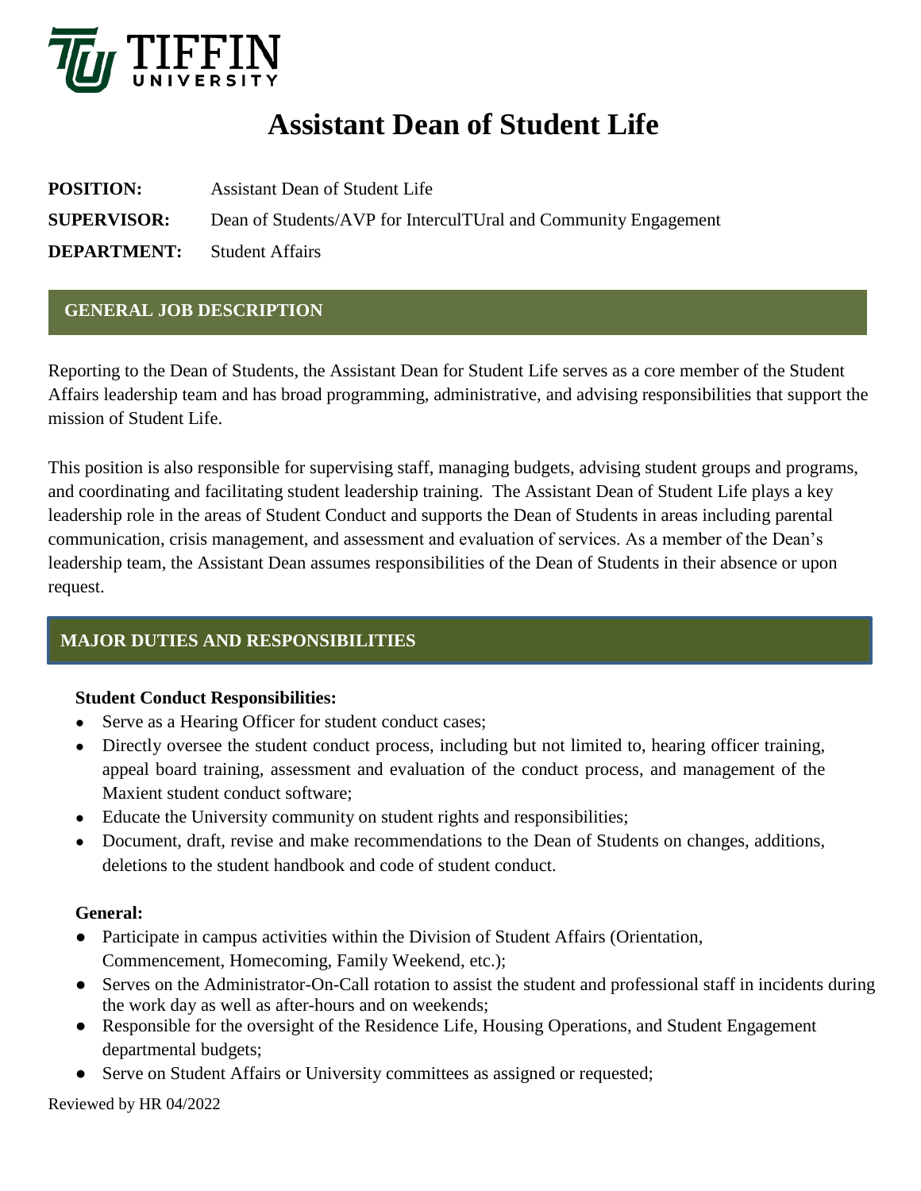TIFFIN UNIVERSITY

# Assistant Dean of Student Life

**POSITION:** Assistant Dean of Student Life

**SUPERVISOR:** Dean of Students/AVP for InterculTUral and Community Engagement

**DEPARTMENT:** Student Affairs

## GENERAL JOB DESCRIPTION

Reporting to the Dean of Students, the Assistant Dean for Student Life serves as a core member of the Student Affairs leadership team and has broad programming, administrative, and advising responsibilities that support the mission of Student Life.

This position is also responsible for supervising staff, managing budgets, advising student groups and programs, and coordinating and facilitating student leadership training. The Assistant Dean of Student Life plays a key leadership role in the areas of Student Conduct and supports the Dean of Students in areas including parental communication, crisis management, and assessment and evaluation of services. As a member of the Dean's leadership team, the Assistant Dean assumes responsibilities of the Dean of Students in their absence or upon request.

## MAJOR DUTIES AND RESPONSIBILITIES

**Student Conduct Responsibilities:**

- Serve as a Hearing Officer for student conduct cases;
- Directly oversee the student conduct process, including but not limited to, hearing officer training, appeal board training, assessment and evaluation of the conduct process, and management of the Maxient student conduct software;
- Educate the University community on student rights and responsibilities;
- Document, draft, revise and make recommendations to the Dean of Students on changes, additions, deletions to the student handbook and code of student conduct.

**General:**

- Participate in campus activities within the Division of Student Affairs (Orientation, Commencement, Homecoming, Family Weekend, etc.);
- Serves on the Administrator-On-Call rotation to assist the student and professional staff in incidents during the work day as well as after-hours and on weekends;
- Responsible for the oversight of the Residence Life, Housing Operations, and Student Engagement departmental budgets;
- Serve on Student Affairs or University committees as assigned or requested;

Reviewed by HR 04/2022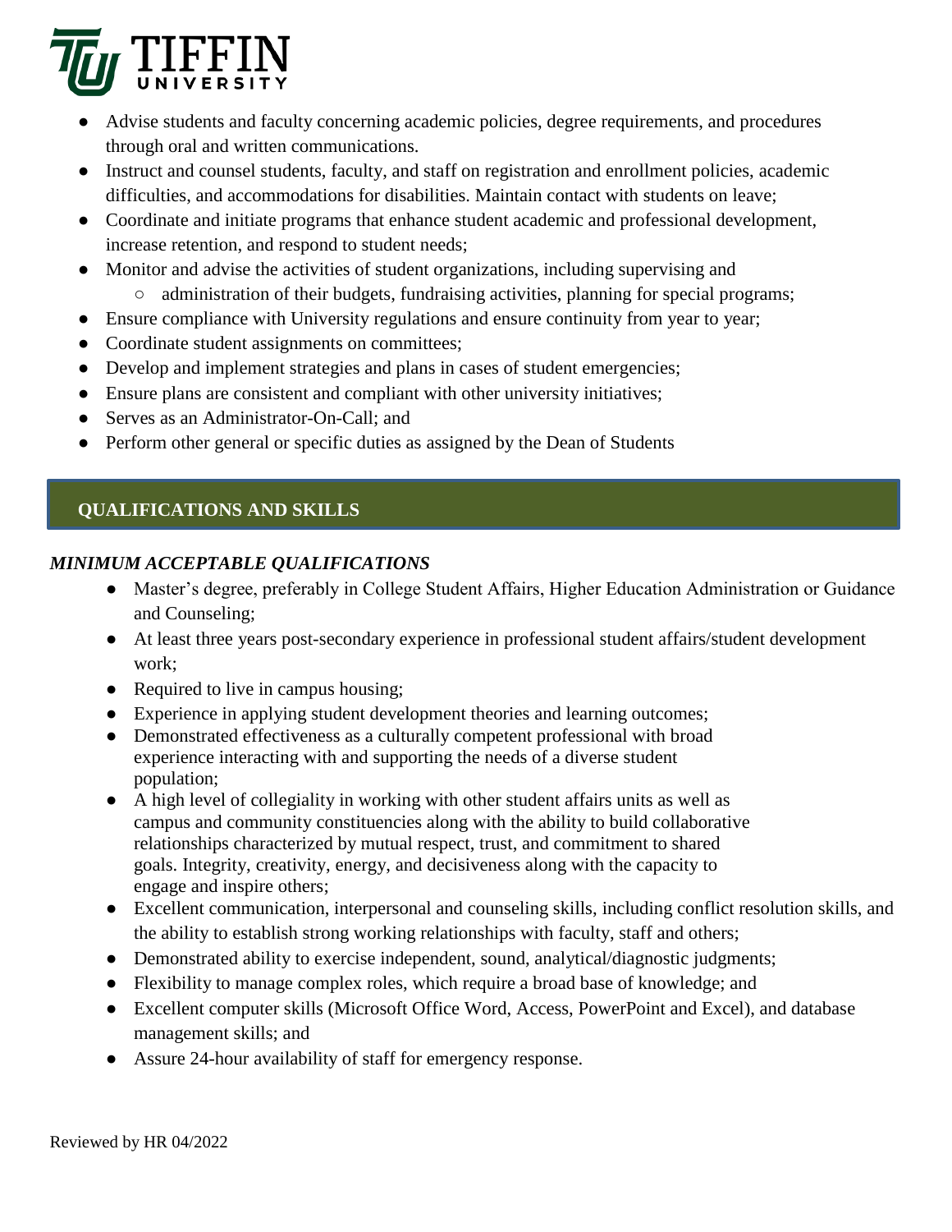- Advise students and faculty concerning academic policies, degree requirements, and procedures through oral and written communications.
- Instruct and counsel students, faculty, and staff on registration and enrollment policies, academic difficulties, and accommodations for disabilities. Maintain contact with students on leave;
- Coordinate and initiate programs that enhance student academic and professional development, increase retention, and respond to student needs;
- Monitor and advise the activities of student organizations, including supervising and
    - administration of their budgets, fundraising activities, planning for special programs;
- Ensure compliance with University regulations and ensure continuity from year to year;
- Coordinate student assignments on committees;
- Develop and implement strategies and plans in cases of student emergencies;
- Ensure plans are consistent and compliant with other university initiatives;
- Serves as an Administrator-On-Call; and
- Perform other general or specific duties as assigned by the Dean of Students

## QUALIFICATIONS AND SKILLS

### *MINIMUM ACCEPTABLE QUALIFICATIONS*

- Master's degree, preferably in College Student Affairs, Higher Education Administration or Guidance and Counseling;
- At least three years post-secondary experience in professional student affairs/student development work;
- Required to live in campus housing;
- Experience in applying student development theories and learning outcomes;
- Demonstrated effectiveness as a culturally competent professional with broad experience interacting with and supporting the needs of a diverse student population;
- A high level of collegiality in working with other student affairs units as well as campus and community constituencies along with the ability to build collaborative relationships characterized by mutual respect, trust, and commitment to shared goals. Integrity, creativity, energy, and decisiveness along with the capacity to engage and inspire others;
- Excellent communication, interpersonal and counseling skills, including conflict resolution skills, and the ability to establish strong working relationships with faculty, staff and others;
- Demonstrated ability to exercise independent, sound, analytical/diagnostic judgments;
- Flexibility to manage complex roles, which require a broad base of knowledge; and
- Excellent computer skills (Microsoft Office Word, Access, PowerPoint and Excel), and database management skills; and
- Assure 24-hour availability of staff for emergency response.

Reviewed by HR 04/2022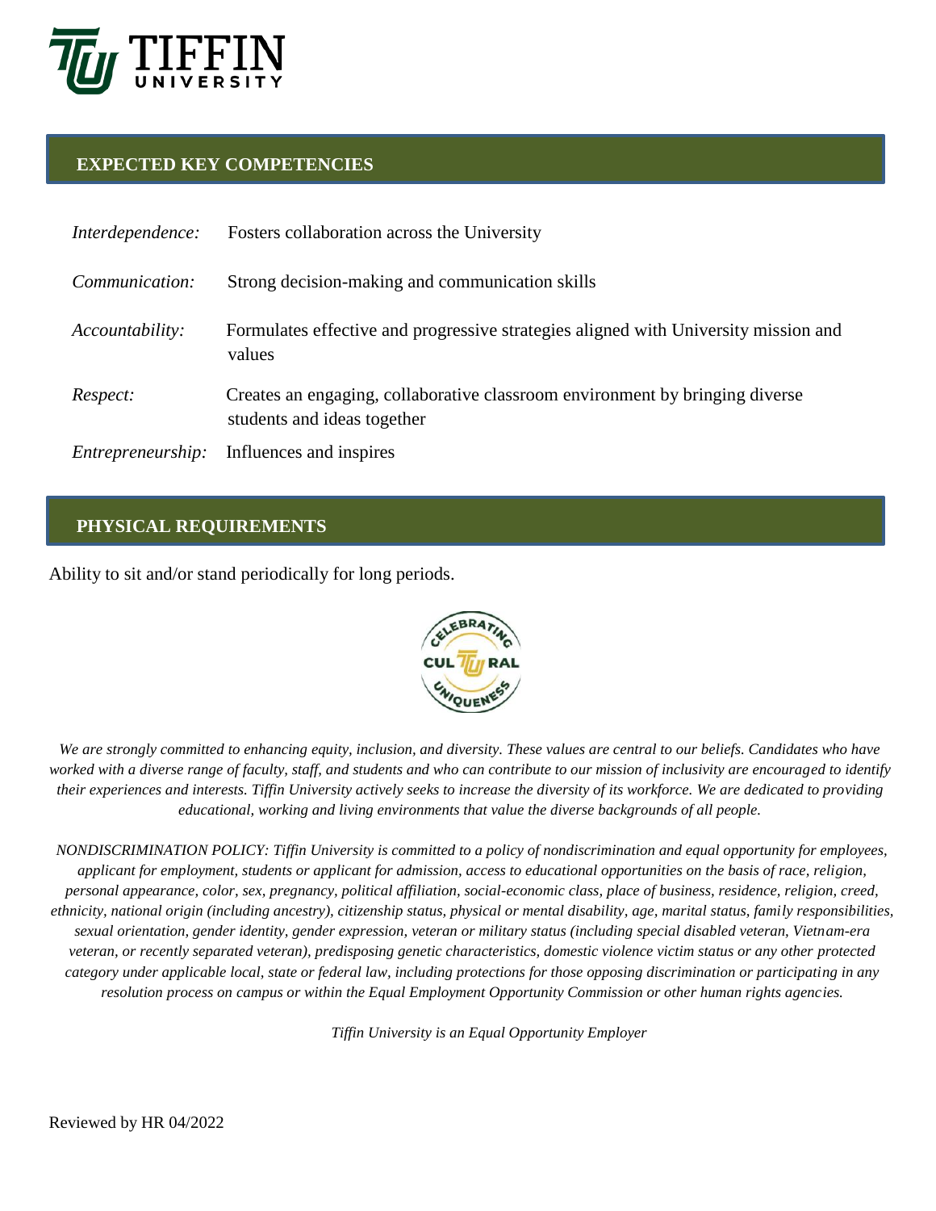## EXPECTED KEY COMPETENCIES

| | |
|---|---|
| *Interdependence:* | Fosters collaboration across the University |
| *Communication:* | Strong decision-making and communication skills |
| *Accountability:* | Formulates effective and progressive strategies aligned with University mission and values |
| *Respect:* | Creates an engaging, collaborative classroom environment by bringing diverse students and ideas together |
| *Entrepreneurship:* | Influences and inspires |

## PHYSICAL REQUIREMENTS

Ability to sit and/or stand periodically for long periods.

*We are strongly committed to enhancing equity, inclusion, and diversity. These values are central to our beliefs. Candidates who have worked with a diverse range of faculty, staff, and students and who can contribute to our mission of inclusivity are encouraged to identify their experiences and interests. Tiffin University actively seeks to increase the diversity of its workforce. We are dedicated to providing educational, working and living environments that value the diverse backgrounds of all people.*

*NONDISCRIMINATION POLICY: Tiffin University is committed to a policy of nondiscrimination and equal opportunity for employees, applicant for employment, students or applicant for admission, access to educational opportunities on the basis of race, religion, personal appearance, color, sex, pregnancy, political affiliation, social-economic class, place of business, residence, religion, creed, ethnicity, national origin (including ancestry), citizenship status, physical or mental disability, age, marital status, family responsibilities, sexual orientation, gender identity, gender expression, veteran or military status (including special disabled veteran, Vietnam-era veteran, or recently separated veteran), predisposing genetic characteristics, domestic violence victim status or any other protected category under applicable local, state or federal law, including protections for those opposing discrimination or participating in any resolution process on campus or within the Equal Employment Opportunity Commission or other human rights agencies.*

*Tiffin University is an Equal Opportunity Employer*

Reviewed by HR 04/2022